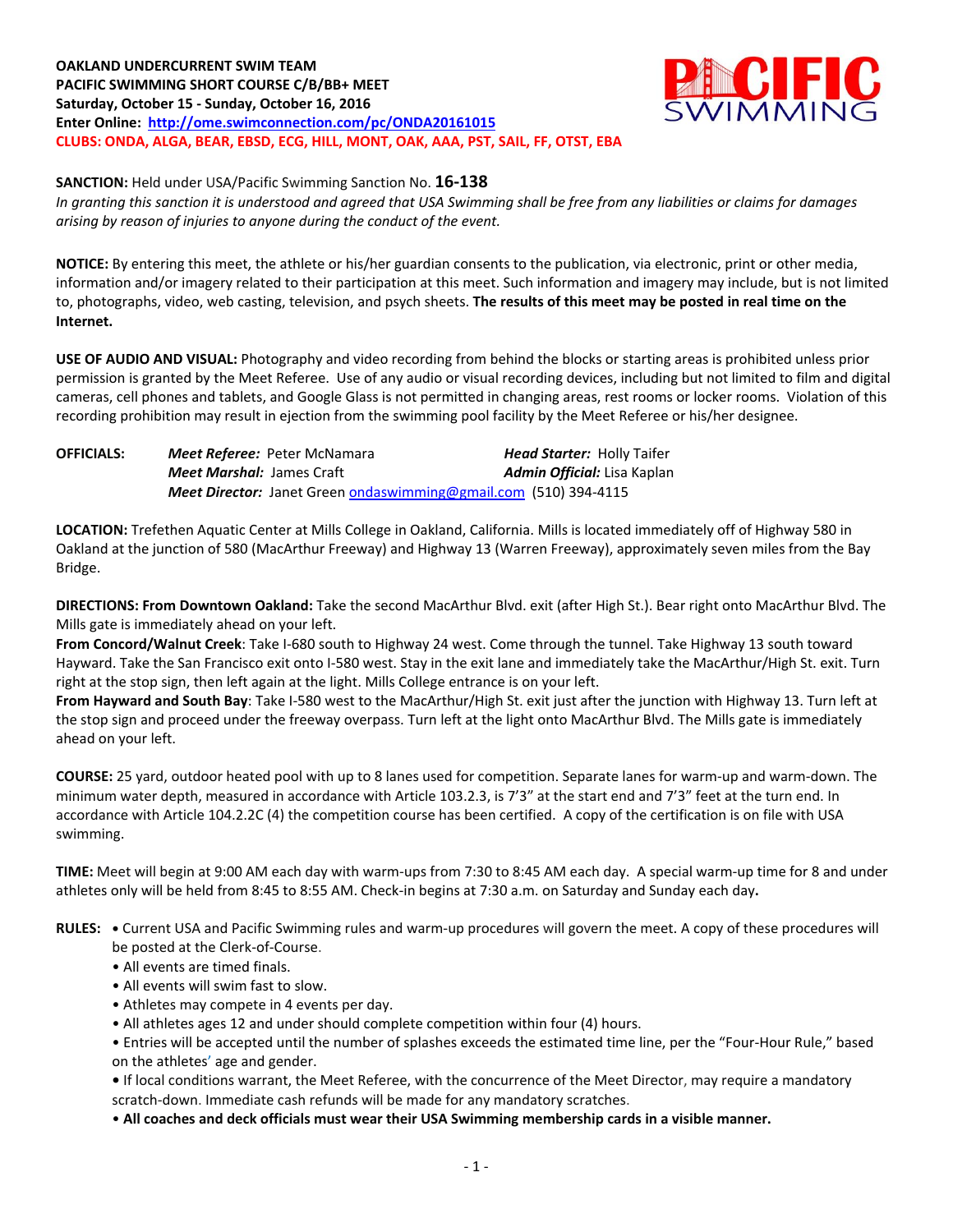**OAKLAND UNDERCURRENT SWIM TEAM**
**PACIFIC SWIMMING SHORT COURSE C/B/BB+ MEET**
**Saturday, October 15 - Sunday, October 16, 2016**
**Enter Online: [http://ome.swimconnection.com/pc/ONDA20161015](http://ome.swimconnection.com/pc/ONDA20161015)**
**CLUBS: ONDA, ALGA, BEAR, EBSD, ECG, HILL, MONT, OAK, AAA, PST, SAIL, FF, OTST, EBA**

**SANCTION:** Held under USA/Pacific Swimming Sanction No. **16-138**
*In granting this sanction it is understood and agreed that USA Swimming shall be free from any liabilities or claims for damages arising by reason of injuries to anyone during the conduct of the event.*

**NOTICE:** By entering this meet, the athlete or his/her guardian consents to the publication, via electronic, print or other media, information and/or imagery related to their participation at this meet. Such information and imagery may include, but is not limited to, photographs, video, web casting, television, and psych sheets. **The results of this meet may be posted in real time on the Internet.**

**USE OF AUDIO AND VISUAL:** Photography and video recording from behind the blocks or starting areas is prohibited unless prior permission is granted by the Meet Referee. Use of any audio or visual recording devices, including but not limited to film and digital cameras, cell phones and tablets, and Google Glass is not permitted in changing areas, rest rooms or locker rooms. Violation of this recording prohibition may result in ejection from the swimming pool facility by the Meet Referee or his/her designee.

**OFFICIALS:**
*Meet Referee:* Peter McNamara — *Head Starter:* Holly Taifer
*Meet Marshal:* James Craft — *Admin Official:* Lisa Kaplan
*Meet Director:* Janet Green [ondaswimming@gmail.com](mailto:ondaswimming@gmail.com) (510) 394-4115

**LOCATION:** Trefethen Aquatic Center at Mills College in Oakland, California. Mills is located immediately off of Highway 580 in Oakland at the junction of 580 (MacArthur Freeway) and Highway 13 (Warren Freeway), approximately seven miles from the Bay Bridge.

**DIRECTIONS: From Downtown Oakland:** Take the second MacArthur Blvd. exit (after High St.). Bear right onto MacArthur Blvd. The Mills gate is immediately ahead on your left.
**From Concord/Walnut Creek**: Take I-680 south to Highway 24 west. Come through the tunnel. Take Highway 13 south toward Hayward. Take the San Francisco exit onto I-580 west. Stay in the exit lane and immediately take the MacArthur/High St. exit. Turn right at the stop sign, then left again at the light. Mills College entrance is on your left.
**From Hayward and South Bay**: Take I-580 west to the MacArthur/High St. exit just after the junction with Highway 13. Turn left at the stop sign and proceed under the freeway overpass. Turn left at the light onto MacArthur Blvd. The Mills gate is immediately ahead on your left.

**COURSE:** 25 yard, outdoor heated pool with up to 8 lanes used for competition. Separate lanes for warm-up and warm-down. The minimum water depth, measured in accordance with Article 103.2.3, is 7'3" at the start end and 7'3" feet at the turn end. In accordance with Article 104.2.2C (4) the competition course has been certified. A copy of the certification is on file with USA swimming.

**TIME:** Meet will begin at 9:00 AM each day with warm-ups from 7:30 to 8:45 AM each day. A special warm-up time for 8 and under athletes only will be held from 8:45 to 8:55 AM. Check-in begins at 7:30 a.m. on Saturday and Sunday each day**.**

**RULES:**
- Current USA and Pacific Swimming rules and warm-up procedures will govern the meet. A copy of these procedures will be posted at the Clerk-of-Course.
- All events are timed finals.
- All events will swim fast to slow.
- Athletes may compete in 4 events per day.
- All athletes ages 12 and under should complete competition within four (4) hours.
- Entries will be accepted until the number of splashes exceeds the estimated time line, per the "Four-Hour Rule," based on the athletes' age and gender.
- If local conditions warrant, the Meet Referee, with the concurrence of the Meet Director, may require a mandatory scratch-down. Immediate cash refunds will be made for any mandatory scratches.
- **All coaches and deck officials must wear their USA Swimming membership cards in a visible manner.**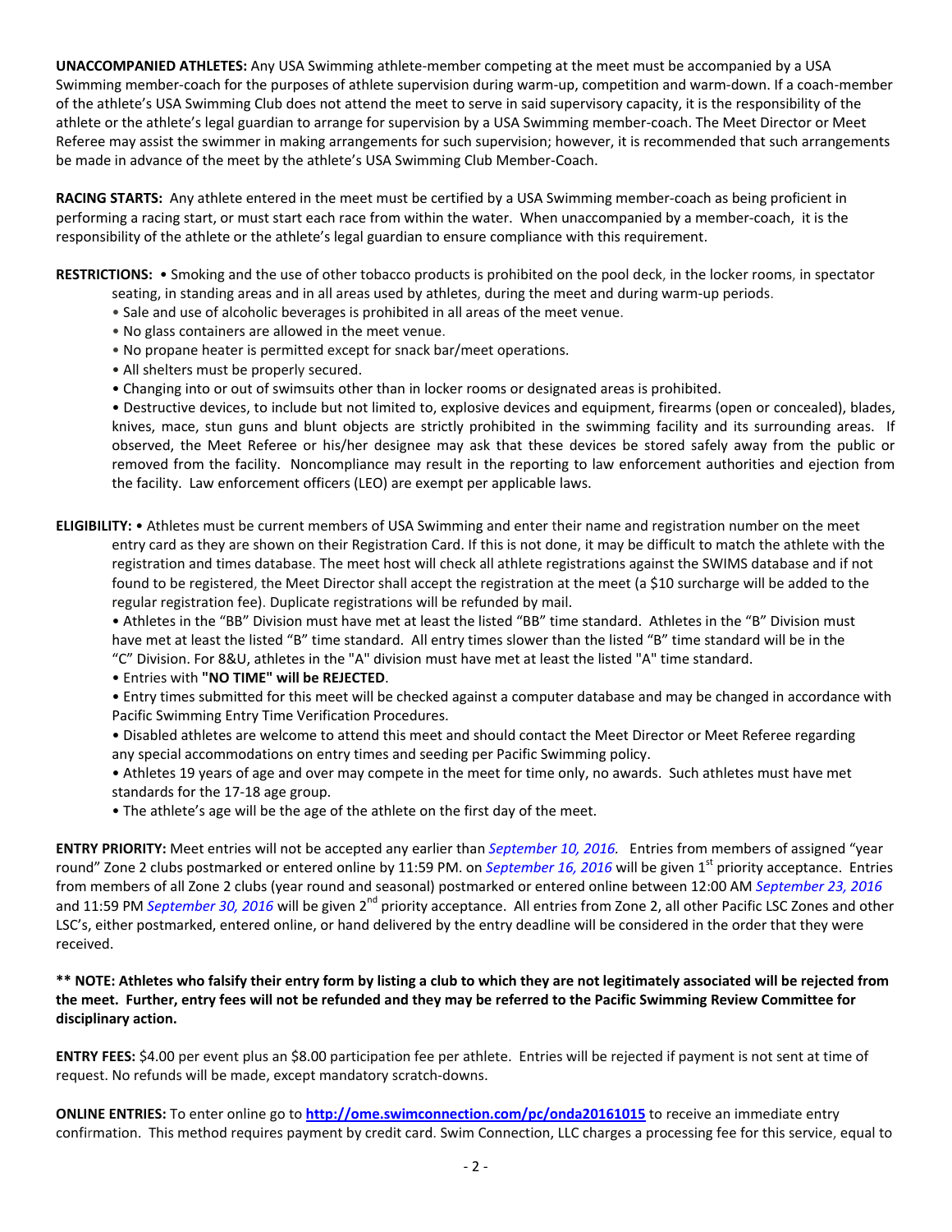**UNACCOMPANIED ATHLETES:** Any USA Swimming athlete-member competing at the meet must be accompanied by a USA Swimming member-coach for the purposes of athlete supervision during warm-up, competition and warm-down. If a coach-member of the athlete's USA Swimming Club does not attend the meet to serve in said supervisory capacity, it is the responsibility of the athlete or the athlete's legal guardian to arrange for supervision by a USA Swimming member-coach. The Meet Director or Meet Referee may assist the swimmer in making arrangements for such supervision; however, it is recommended that such arrangements be made in advance of the meet by the athlete's USA Swimming Club Member-Coach.

**RACING STARTS:** Any athlete entered in the meet must be certified by a USA Swimming member-coach as being proficient in performing a racing start, or must start each race from within the water. When unaccompanied by a member-coach, it is the responsibility of the athlete or the athlete's legal guardian to ensure compliance with this requirement.

**RESTRICTIONS:**
- Smoking and the use of other tobacco products is prohibited on the pool deck, in the locker rooms, in spectator seating, in standing areas and in all areas used by athletes, during the meet and during warm-up periods.
- Sale and use of alcoholic beverages is prohibited in all areas of the meet venue.
- No glass containers are allowed in the meet venue.
- No propane heater is permitted except for snack bar/meet operations.
- All shelters must be properly secured.
- Changing into or out of swimsuits other than in locker rooms or designated areas is prohibited.
- Destructive devices, to include but not limited to, explosive devices and equipment, firearms (open or concealed), blades, knives, mace, stun guns and blunt objects are strictly prohibited in the swimming facility and its surrounding areas. If observed, the Meet Referee or his/her designee may ask that these devices be stored safely away from the public or removed from the facility. Noncompliance may result in the reporting to law enforcement authorities and ejection from the facility. Law enforcement officers (LEO) are exempt per applicable laws.

**ELIGIBILITY:**
- Athletes must be current members of USA Swimming and enter their name and registration number on the meet entry card as they are shown on their Registration Card. If this is not done, it may be difficult to match the athlete with the registration and times database. The meet host will check all athlete registrations against the SWIMS database and if not found to be registered, the Meet Director shall accept the registration at the meet (a $10 surcharge will be added to the regular registration fee). Duplicate registrations will be refunded by mail.
- Athletes in the "BB" Division must have met at least the listed "BB" time standard. Athletes in the "B" Division must have met at least the listed "B" time standard. All entry times slower than the listed "B" time standard will be in the "C" Division. For 8&U, athletes in the "A" division must have met at least the listed "A" time standard.
- Entries with **"NO TIME" will be REJECTED**.
- Entry times submitted for this meet will be checked against a computer database and may be changed in accordance with Pacific Swimming Entry Time Verification Procedures.
- Disabled athletes are welcome to attend this meet and should contact the Meet Director or Meet Referee regarding any special accommodations on entry times and seeding per Pacific Swimming policy.
- Athletes 19 years of age and over may compete in the meet for time only, no awards. Such athletes must have met standards for the 17-18 age group.
- The athlete's age will be the age of the athlete on the first day of the meet.

**ENTRY PRIORITY:** Meet entries will not be accepted any earlier than *September 10, 2016*. Entries from members of assigned "year round" Zone 2 clubs postmarked or entered online by 11:59 PM. on *September 16, 2016* will be given 1st priority acceptance. Entries from members of all Zone 2 clubs (year round and seasonal) postmarked or entered online between 12:00 AM *September 23, 2016* and 11:59 PM *September 30, 2016* will be given 2nd priority acceptance. All entries from Zone 2, all other Pacific LSC Zones and other LSC's, either postmarked, entered online, or hand delivered by the entry deadline will be considered in the order that they were received.

**\*\* NOTE: Athletes who falsify their entry form by listing a club to which they are not legitimately associated will be rejected from the meet. Further, entry fees will not be refunded and they may be referred to the Pacific Swimming Review Committee for disciplinary action.**

**ENTRY FEES:** $4.00 per event plus an $8.00 participation fee per athlete. Entries will be rejected if payment is not sent at time of request. No refunds will be made, except mandatory scratch-downs.

**ONLINE ENTRIES:** To enter online go to **http://ome.swimconnection.com/pc/onda20161015** to receive an immediate entry confirmation. This method requires payment by credit card. Swim Connection, LLC charges a processing fee for this service, equal to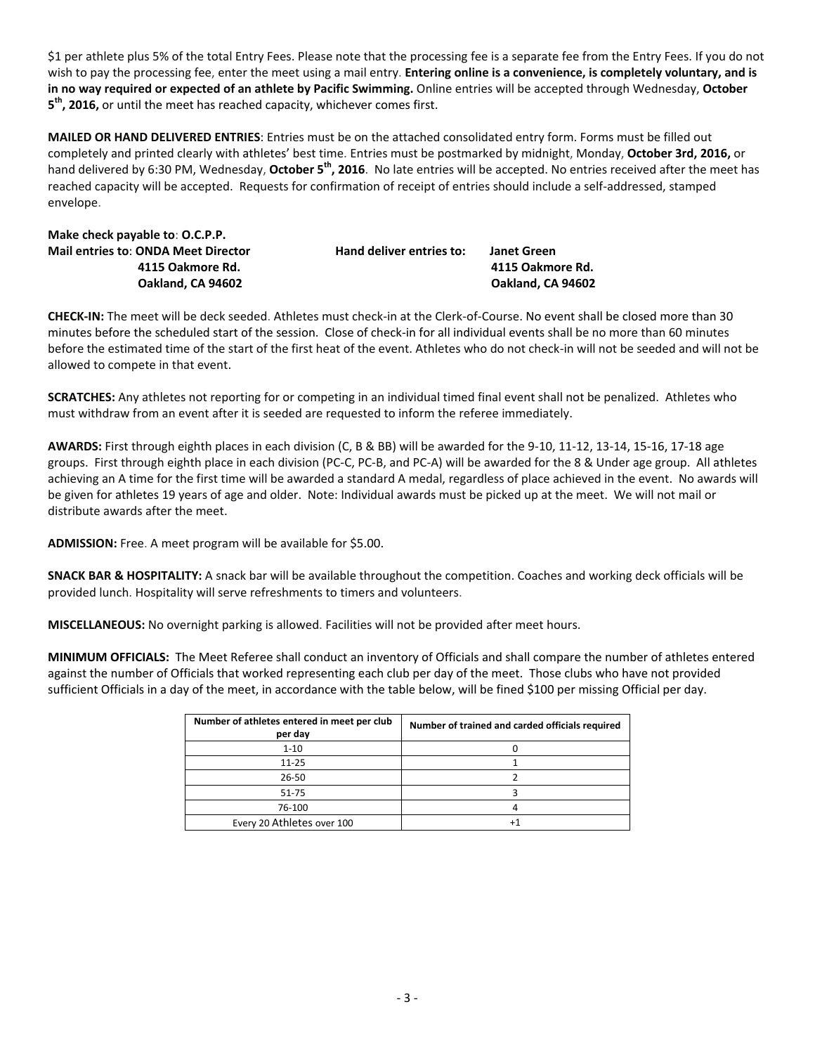$1 per athlete plus 5% of the total Entry Fees. Please note that the processing fee is a separate fee from the Entry Fees. If you do not wish to pay the processing fee, enter the meet using a mail entry. **Entering online is a convenience, is completely voluntary, and is in no way required or expected of an athlete by Pacific Swimming.** Online entries will be accepted through Wednesday, **October 5th, 2016,** or until the meet has reached capacity, whichever comes first.

**MAILED OR HAND DELIVERED ENTRIES**: Entries must be on the attached consolidated entry form. Forms must be filled out completely and printed clearly with athletes' best time. Entries must be postmarked by midnight, Monday, **October 3rd, 2016,** or hand delivered by 6:30 PM, Wednesday, **October 5th, 2016**. No late entries will be accepted. No entries received after the meet has reached capacity will be accepted. Requests for confirmation of receipt of entries should include a self-addressed, stamped envelope.

**Make check payable to**: **O.C.P.P.**

**Mail entries to**: **ONDA Meet Director**
**4115 Oakmore Rd.**
**Oakland, CA 94602**

**Hand deliver entries to: Janet Green**
**4115 Oakmore Rd.**
**Oakland, CA 94602**

**CHECK-IN:** The meet will be deck seeded. Athletes must check-in at the Clerk-of-Course. No event shall be closed more than 30 minutes before the scheduled start of the session. Close of check-in for all individual events shall be no more than 60 minutes before the estimated time of the start of the first heat of the event. Athletes who do not check-in will not be seeded and will not be allowed to compete in that event.

**SCRATCHES:** Any athletes not reporting for or competing in an individual timed final event shall not be penalized. Athletes who must withdraw from an event after it is seeded are requested to inform the referee immediately.

**AWARDS:** First through eighth places in each division (C, B & BB) will be awarded for the 9-10, 11-12, 13-14, 15-16, 17-18 age groups. First through eighth place in each division (PC-C, PC-B, and PC-A) will be awarded for the 8 & Under age group. All athletes achieving an A time for the first time will be awarded a standard A medal, regardless of place achieved in the event. No awards will be given for athletes 19 years of age and older. Note: Individual awards must be picked up at the meet. We will not mail or distribute awards after the meet.

**ADMISSION:** Free. A meet program will be available for $5.00.

**SNACK BAR & HOSPITALITY:** A snack bar will be available throughout the competition. Coaches and working deck officials will be provided lunch. Hospitality will serve refreshments to timers and volunteers.

**MISCELLANEOUS:** No overnight parking is allowed. Facilities will not be provided after meet hours.

**MINIMUM OFFICIALS:** The Meet Referee shall conduct an inventory of Officials and shall compare the number of athletes entered against the number of Officials that worked representing each club per day of the meet. Those clubs who have not provided sufficient Officials in a day of the meet, in accordance with the table below, will be fined $100 per missing Official per day.

| Number of athletes entered in meet per club per day | Number of trained and carded officials required |
|---|---|
| 1-10 | 0 |
| 11-25 | 1 |
| 26-50 | 2 |
| 51-75 | 3 |
| 76-100 | 4 |
| Every 20 Athletes over 100 | +1 |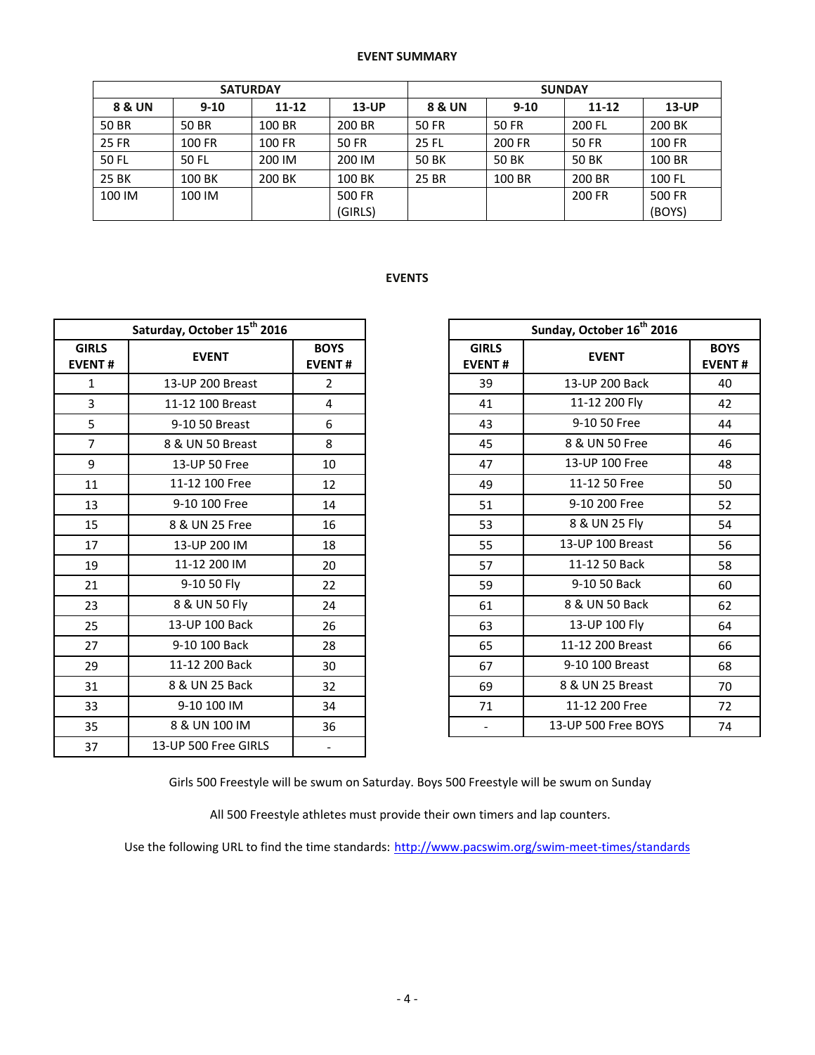**EVENT SUMMARY**

| SATURDAY | | | | SUNDAY | | | |
|---|---|---|---|---|---|---|---|
| **8 & UN** | **9-10** | **11-12** | **13-UP** | **8 & UN** | **9-10** | **11-12** | **13-UP** |
| 50 BR | 50 BR | 100 BR | 200 BR | 50 FR | 50 FR | 200 FL | 200 BK |
| 25 FR | 100 FR | 100 FR | 50 FR | 25 FL | 200 FR | 50 FR | 100 FR |
| 50 FL | 50 FL | 200 IM | 200 IM | 50 BK | 50 BK | 50 BK | 100 BR |
| 25 BK | 100 BK | 200 BK | 100 BK | 25 BR | 100 BR | 200 BR | 100 FL |
| 100 IM | 100 IM | | 500 FR (GIRLS) | | | 200 FR | 500 FR (BOYS) |

**EVENTS**

| Saturday, October 15th 2016 | | |
|---|---|---|
| **GIRLS EVENT #** | **EVENT** | **BOYS EVENT #** |
| 1 | 13-UP 200 Breast | 2 |
| 3 | 11-12 100 Breast | 4 |
| 5 | 9-10 50 Breast | 6 |
| 7 | 8 & UN 50 Breast | 8 |
| 9 | 13-UP 50 Free | 10 |
| 11 | 11-12 100 Free | 12 |
| 13 | 9-10 100 Free | 14 |
| 15 | 8 & UN 25 Free | 16 |
| 17 | 13-UP 200 IM | 18 |
| 19 | 11-12 200 IM | 20 |
| 21 | 9-10 50 Fly | 22 |
| 23 | 8 & UN 50 Fly | 24 |
| 25 | 13-UP 100 Back | 26 |
| 27 | 9-10 100 Back | 28 |
| 29 | 11-12 200 Back | 30 |
| 31 | 8 & UN 25 Back | 32 |
| 33 | 9-10 100 IM | 34 |
| 35 | 8 & UN 100 IM | 36 |
| 37 | 13-UP 500 Free GIRLS | - |

| Sunday, October 16th 2016 | | |
|---|---|---|
| **GIRLS EVENT #** | **EVENT** | **BOYS EVENT #** |
| 39 | 13-UP 200 Back | 40 |
| 41 | 11-12 200 Fly | 42 |
| 43 | 9-10 50 Free | 44 |
| 45 | 8 & UN 50 Free | 46 |
| 47 | 13-UP 100 Free | 48 |
| 49 | 11-12 50 Free | 50 |
| 51 | 9-10 200 Free | 52 |
| 53 | 8 & UN 25 Fly | 54 |
| 55 | 13-UP 100 Breast | 56 |
| 57 | 11-12 50 Back | 58 |
| 59 | 9-10 50 Back | 60 |
| 61 | 8 & UN 50 Back | 62 |
| 63 | 13-UP 100 Fly | 64 |
| 65 | 11-12 200 Breast | 66 |
| 67 | 9-10 100 Breast | 68 |
| 69 | 8 & UN 25 Breast | 70 |
| 71 | 11-12 200 Free | 72 |
| - | 13-UP 500 Free BOYS | 74 |

Girls 500 Freestyle will be swum on Saturday. Boys 500 Freestyle will be swum on Sunday

All 500 Freestyle athletes must provide their own timers and lap counters.

Use the following URL to find the time standards: http://www.pacswim.org/swim-meet-times/standards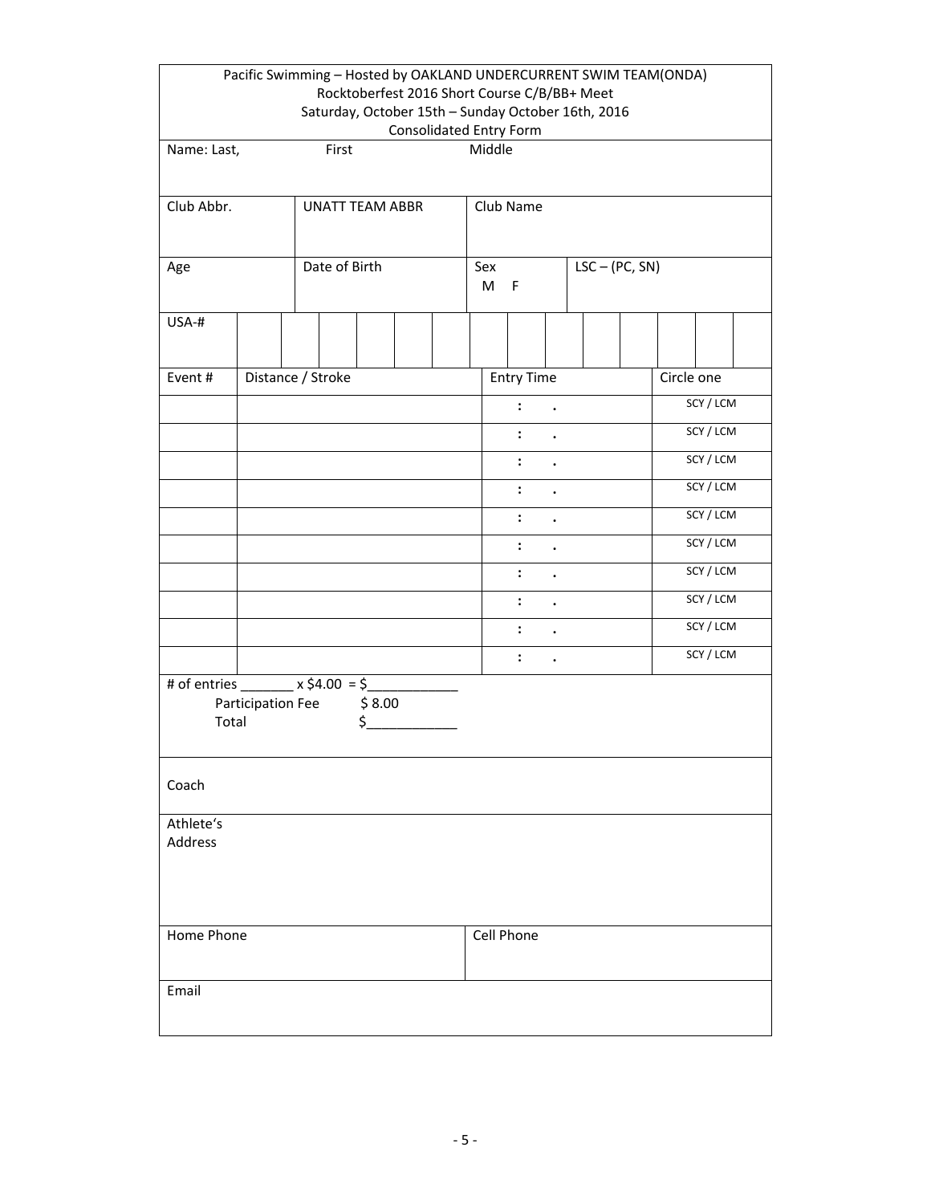Pacific Swimming – Hosted by OAKLAND UNDERCURRENT SWIM TEAM(ONDA)
Rocktoberfest 2016 Short Course C/B/BB+ Meet
Saturday, October 15th – Sunday October 16th, 2016
Consolidated Entry Form

| | | | |
|---|---|---|---|
| Name: Last, First | | Middle | |
| Club Abbr. | UNATT TEAM ABBR | Club Name | |
| Age | Date of Birth | Sex M F | LSC – (PC, SN) |
| USA-# | | | |

| Event # | Distance / Stroke | Entry Time | Circle one |
|---|---|---|---|
| | | : . | SCY / LCM |
| | | : . | SCY / LCM |
| | | : . | SCY / LCM |
| | | : . | SCY / LCM |
| | | : . | SCY / LCM |
| | | : . | SCY / LCM |
| | | : . | SCY / LCM |
| | | : . | SCY / LCM |
| | | : . | SCY / LCM |
| | | : . | SCY / LCM |

# of entries _______ x $4.00 = $____________

Participation Fee $ 8.00

Total $____________

Coach

Athlete's Address

| | |
|---|---|
| Home Phone | Cell Phone |

Email